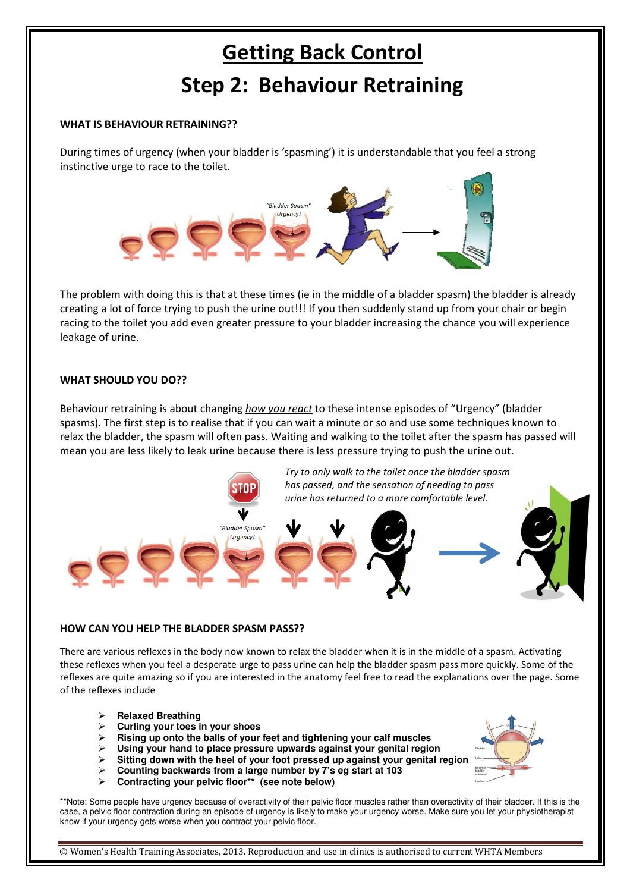# Getting Back Control

## Step 2: Behaviour Retraining

### WHAT IS BEHAVIOUR RETRAINING??

During times of urgency (when your bladder is 'spasming') it is understandable that you feel a strong instinctive urge to race to the toilet.

The problem with doing this is that at these times (ie in the middle of a bladder spasm) the bladder is already creating a lot of force trying to push the urine out!!! If you then suddenly stand up from your chair or begin racing to the toilet you add even greater pressure to your bladder increasing the chance you will experience leakage of urine.

### WHAT SHOULD YOU DO??

Behaviour retraining is about changing *how you react* to these intense episodes of "Urgency" (bladder spasms). The first step is to realise that if you can wait a minute or so and use some techniques known to relax the bladder, the spasm will often pass. Waiting and walking to the toilet after the spasm has passed will mean you are less likely to leak urine because there is less pressure trying to push the urine out.

*Try to only walk to the toilet once the bladder spasm has passed, and the sensation of needing to pass urine has returned to a more comfortable level.*

### HOW CAN YOU HELP THE BLADDER SPASM PASS??

There are various reflexes in the body now known to relax the bladder when it is in the middle of a spasm. Activating these reflexes when you feel a desperate urge to pass urine can help the bladder spasm pass more quickly. Some of the reflexes are quite amazing so if you are interested in the anatomy feel free to read the explanations over the page. Some of the reflexes include

- **Relaxed Breathing**
- **Curling your toes in your shoes**
- **Rising up onto the balls of your feet and tightening your calf muscles**
- **Using your hand to place pressure upwards against your genital region**
- **Sitting down with the heel of your foot pressed up against your genital region**
- **Counting backwards from a large number by 7's eg start at 103**
- **Contracting your pelvic floor\*\* (see note below)**

\*\*Note: Some people have urgency because of overactivity of their pelvic floor muscles rather than overactivity of their bladder. If this is the case, a pelvic floor contraction during an episode of urgency is likely to make your urgency worse. Make sure you let your physiotherapist know if your urgency gets worse when you contract your pelvic floor.

© Women's Health Training Associates, 2013. Reproduction and use in clinics is authorised to current WHTA Members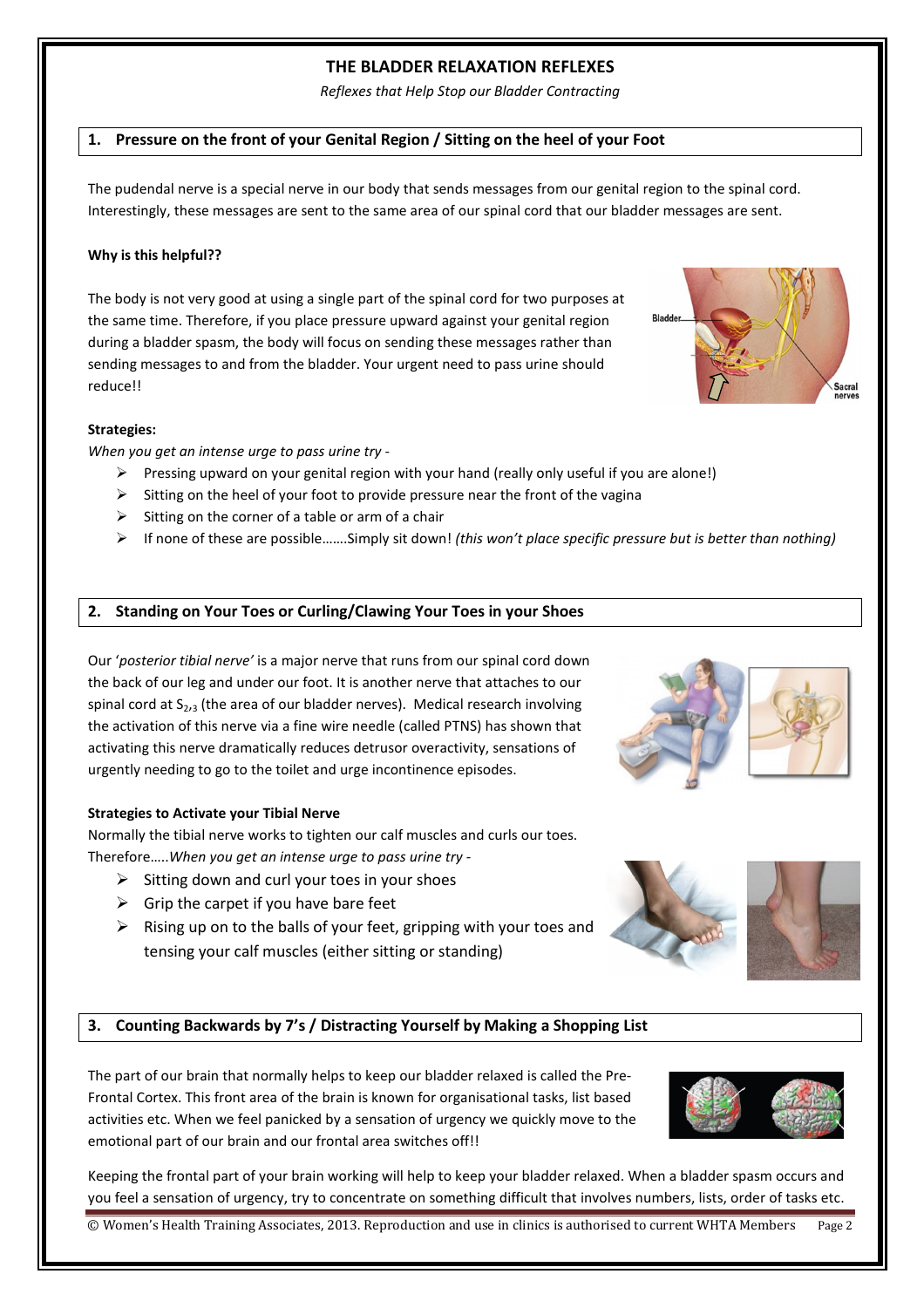# THE BLADDER RELAXATION REFLEXES

*Reflexes that Help Stop our Bladder Contracting*

## 1. Pressure on the front of your Genital Region / Sitting on the heel of your Foot

The pudendal nerve is a special nerve in our body that sends messages from our genital region to the spinal cord. Interestingly, these messages are sent to the same area of our spinal cord that our bladder messages are sent.

**Why is this helpful??**

The body is not very good at using a single part of the spinal cord for two purposes at the same time. Therefore, if you place pressure upward against your genital region during a bladder spasm, the body will focus on sending these messages rather than sending messages to and from the bladder. Your urgent need to pass urine should reduce!!

**Strategies:**

*When you get an intense urge to pass urine try -*

- Pressing upward on your genital region with your hand (really only useful if you are alone!)
- Sitting on the heel of your foot to provide pressure near the front of the vagina
- Sitting on the corner of a table or arm of a chair
- If none of these are possible…….Simply sit down! *(this won't place specific pressure but is better than nothing)*

## 2. Standing on Your Toes or Curling/Clawing Your Toes in your Shoes

Our '*posterior tibial nerve'* is a major nerve that runs from our spinal cord down the back of our leg and under our foot. It is another nerve that attaches to our spinal cord at $S_{2,3}$ (the area of our bladder nerves). Medical research involving the activation of this nerve via a fine wire needle (called PTNS) has shown that activating this nerve dramatically reduces detrusor overactivity, sensations of urgently needing to go to the toilet and urge incontinence episodes.

**Strategies to Activate your Tibial Nerve**

Normally the tibial nerve works to tighten our calf muscles and curls our toes. Therefore…..*When you get an intense urge to pass urine try -*

- Sitting down and curl your toes in your shoes
- Grip the carpet if you have bare feet
- Rising up on to the balls of your feet, gripping with your toes and tensing your calf muscles (either sitting or standing)

## 3. Counting Backwards by 7's / Distracting Yourself by Making a Shopping List

The part of our brain that normally helps to keep our bladder relaxed is called the Pre-Frontal Cortex. This front area of the brain is known for organisational tasks, list based activities etc. When we feel panicked by a sensation of urgency we quickly move to the emotional part of our brain and our frontal area switches off!!

Keeping the frontal part of your brain working will help to keep your bladder relaxed. When a bladder spasm occurs and you feel a sensation of urgency, try to concentrate on something difficult that involves numbers, lists, order of tasks etc.

© Women's Health Training Associates, 2013. Reproduction and use in clinics is authorised to current WHTA Members